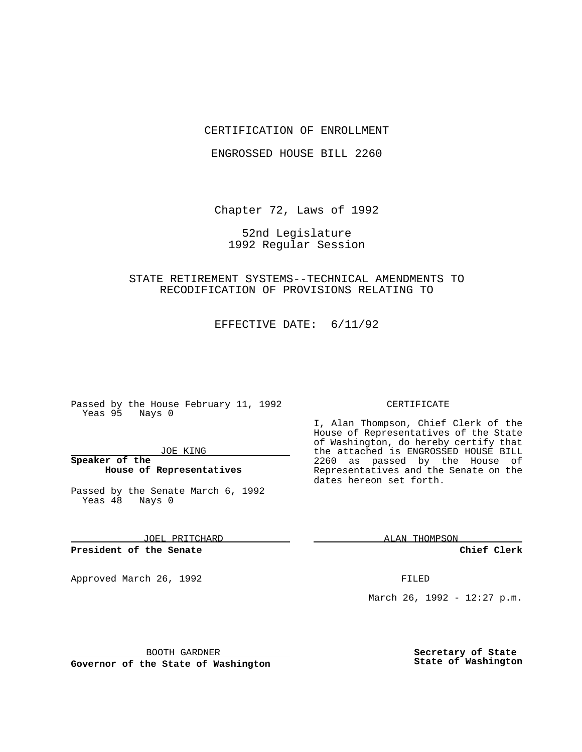CERTIFICATION OF ENROLLMENT

ENGROSSED HOUSE BILL 2260

Chapter 72, Laws of 1992

52nd Legislature
1992 Regular Session

STATE RETIREMENT SYSTEMS--TECHNICAL AMENDMENTS TO RECODIFICATION OF PROVISIONS RELATING TO

EFFECTIVE DATE: 6/11/92

Passed by the House February 11, 1992
Yeas 95 Nays 0

JOE KING

**Speaker of the House of Representatives**

Passed by the Senate March 6, 1992
Yeas 48 Nays 0

JOEL PRITCHARD

**President of the Senate**

Approved March 26, 1992

BOOTH GARDNER

**Governor of the State of Washington**

CERTIFICATE

I, Alan Thompson, Chief Clerk of the House of Representatives of the State of Washington, do hereby certify that the attached is ENGROSSED HOUSE BILL 2260 as passed by the House of Representatives and the Senate on the dates hereon set forth.

ALAN THOMPSON

**Chief Clerk**

FILED

March 26, 1992 - 12:27 p.m.

**Secretary of State State of Washington**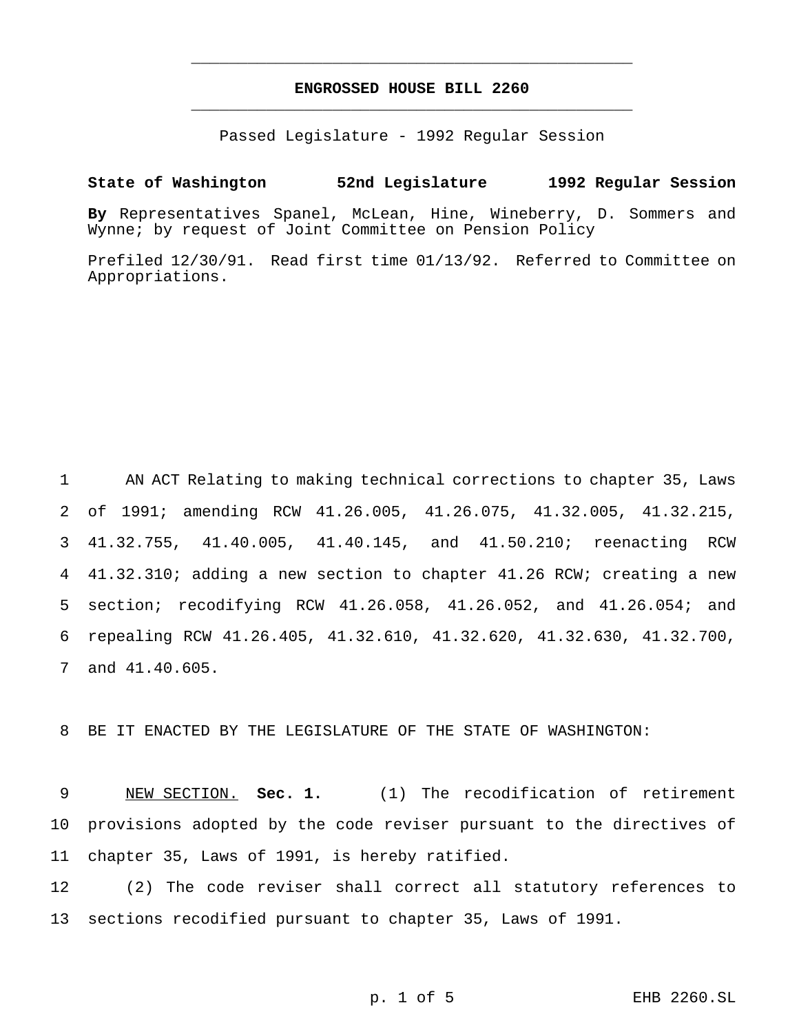# ENGROSSED HOUSE BILL 2260

Passed Legislature - 1992 Regular Session

**State of Washington 52nd Legislature 1992 Regular Session**

**By** Representatives Spanel, McLean, Hine, Wineberry, D. Sommers and Wynne; by request of Joint Committee on Pension Policy

Prefiled 12/30/91. Read first time 01/13/92. Referred to Committee on Appropriations.

1 AN ACT Relating to making technical corrections to chapter 35, Laws
2 of 1991; amending RCW 41.26.005, 41.26.075, 41.32.005, 41.32.215,
3 41.32.755, 41.40.005, 41.40.145, and 41.50.210; reenacting RCW
4 41.32.310; adding a new section to chapter 41.26 RCW; creating a new
5 section; recodifying RCW 41.26.058, 41.26.052, and 41.26.054; and
6 repealing RCW 41.26.405, 41.32.610, 41.32.620, 41.32.630, 41.32.700,
7 and 41.40.605.

8 BE IT ENACTED BY THE LEGISLATURE OF THE STATE OF WASHINGTON:

9 NEW SECTION. **Sec. 1.** (1) The recodification of retirement
10 provisions adopted by the code reviser pursuant to the directives of
11 chapter 35, Laws of 1991, is hereby ratified.

12 (2) The code reviser shall correct all statutory references to
13 sections recodified pursuant to chapter 35, Laws of 1991.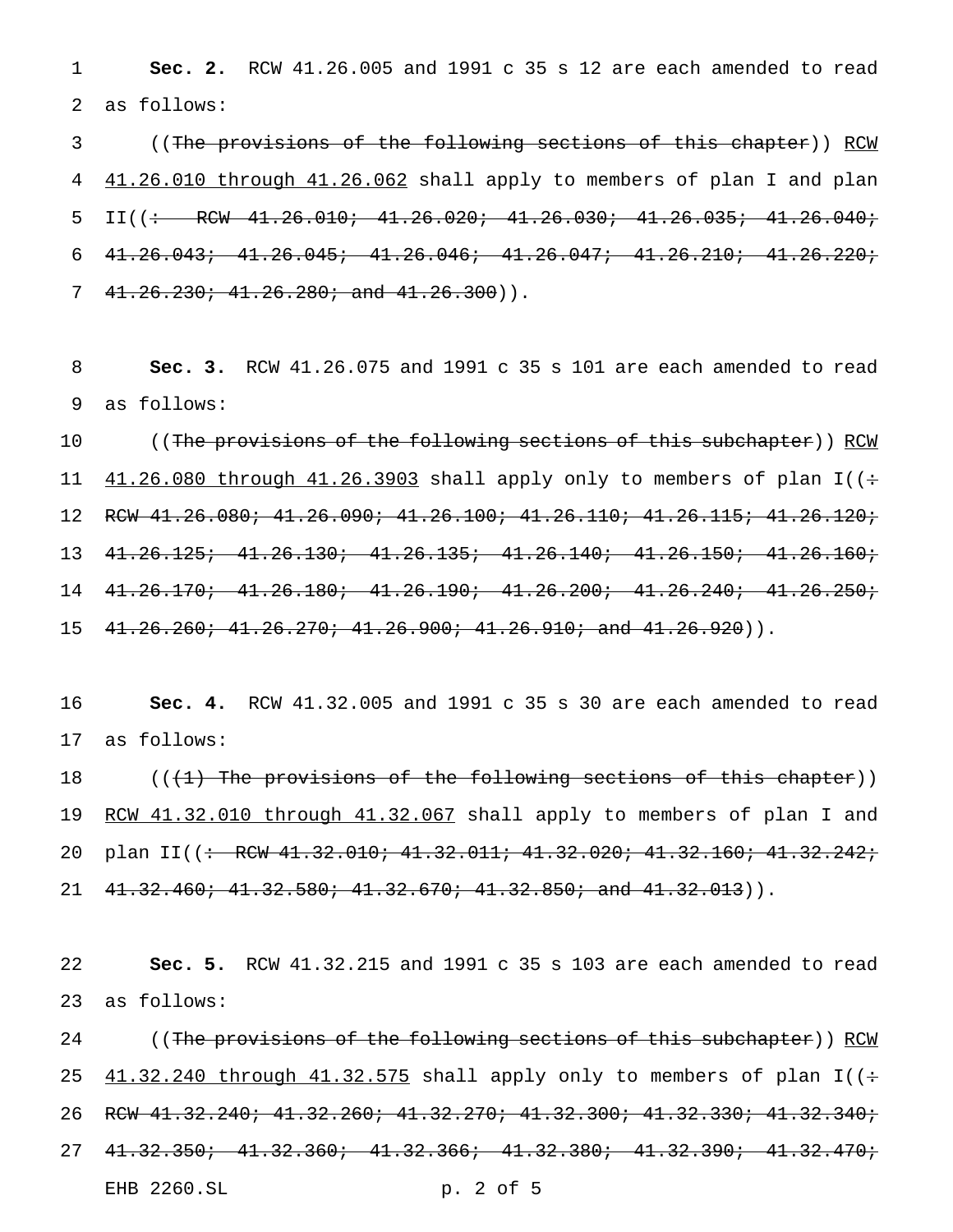**Sec. 2.** RCW 41.26.005 and 1991 c 35 s 12 are each amended to read as follows:

((~~The provisions of the following sections of this chapter~~)) <u>RCW 41.26.010 through 41.26.062</u> shall apply to members of plan I and plan II((~~: RCW 41.26.010; 41.26.020; 41.26.030; 41.26.035; 41.26.040; 41.26.043; 41.26.045; 41.26.046; 41.26.047; 41.26.210; 41.26.220; 41.26.230; 41.26.280; and 41.26.300~~)).

**Sec. 3.** RCW 41.26.075 and 1991 c 35 s 101 are each amended to read as follows:

((~~The provisions of the following sections of this subchapter~~)) <u>RCW 41.26.080 through 41.26.3903</u> shall apply only to members of plan I((~~: RCW 41.26.080; 41.26.090; 41.26.100; 41.26.110; 41.26.115; 41.26.120; 41.26.125; 41.26.130; 41.26.135; 41.26.140; 41.26.150; 41.26.160; 41.26.170; 41.26.180; 41.26.190; 41.26.200; 41.26.240; 41.26.250; 41.26.260; 41.26.270; 41.26.900; 41.26.910; and 41.26.920~~)).

**Sec. 4.** RCW 41.32.005 and 1991 c 35 s 30 are each amended to read as follows:

((~~(1) The provisions of the following sections of this chapter~~)) <u>RCW 41.32.010 through 41.32.067</u> shall apply to members of plan I and plan II((~~: RCW 41.32.010; 41.32.011; 41.32.020; 41.32.160; 41.32.242; 41.32.460; 41.32.580; 41.32.670; 41.32.850; and 41.32.013~~)).

**Sec. 5.** RCW 41.32.215 and 1991 c 35 s 103 are each amended to read as follows:

((~~The provisions of the following sections of this subchapter~~)) <u>RCW 41.32.240 through 41.32.575</u> shall apply only to members of plan I((~~: RCW 41.32.240; 41.32.260; 41.32.270; 41.32.300; 41.32.330; 41.32.340; 41.32.350; 41.32.360; 41.32.366; 41.32.380; 41.32.390; 41.32.470;~~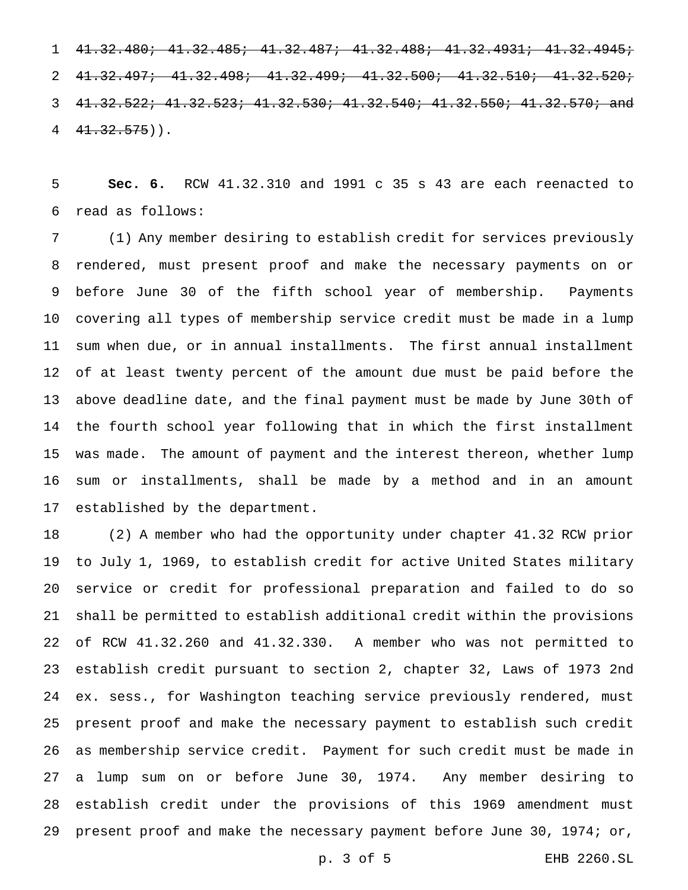~~41.32.480; 41.32.485; 41.32.487; 41.32.488; 41.32.4931; 41.32.4945; 41.32.497; 41.32.498; 41.32.499; 41.32.500; 41.32.510; 41.32.520; 41.32.522; 41.32.523; 41.32.530; 41.32.540; 41.32.550; 41.32.570; and 41.32.575~~)).

**Sec. 6.** RCW 41.32.310 and 1991 c 35 s 43 are each reenacted to read as follows:

(1) Any member desiring to establish credit for services previously rendered, must present proof and make the necessary payments on or before June 30 of the fifth school year of membership. Payments covering all types of membership service credit must be made in a lump sum when due, or in annual installments. The first annual installment of at least twenty percent of the amount due must be paid before the above deadline date, and the final payment must be made by June 30th of the fourth school year following that in which the first installment was made. The amount of payment and the interest thereon, whether lump sum or installments, shall be made by a method and in an amount established by the department.

(2) A member who had the opportunity under chapter 41.32 RCW prior to July 1, 1969, to establish credit for active United States military service or credit for professional preparation and failed to do so shall be permitted to establish additional credit within the provisions of RCW 41.32.260 and 41.32.330. A member who was not permitted to establish credit pursuant to section 2, chapter 32, Laws of 1973 2nd ex. sess., for Washington teaching service previously rendered, must present proof and make the necessary payment to establish such credit as membership service credit. Payment for such credit must be made in a lump sum on or before June 30, 1974. Any member desiring to establish credit under the provisions of this 1969 amendment must present proof and make the necessary payment before June 30, 1974; or,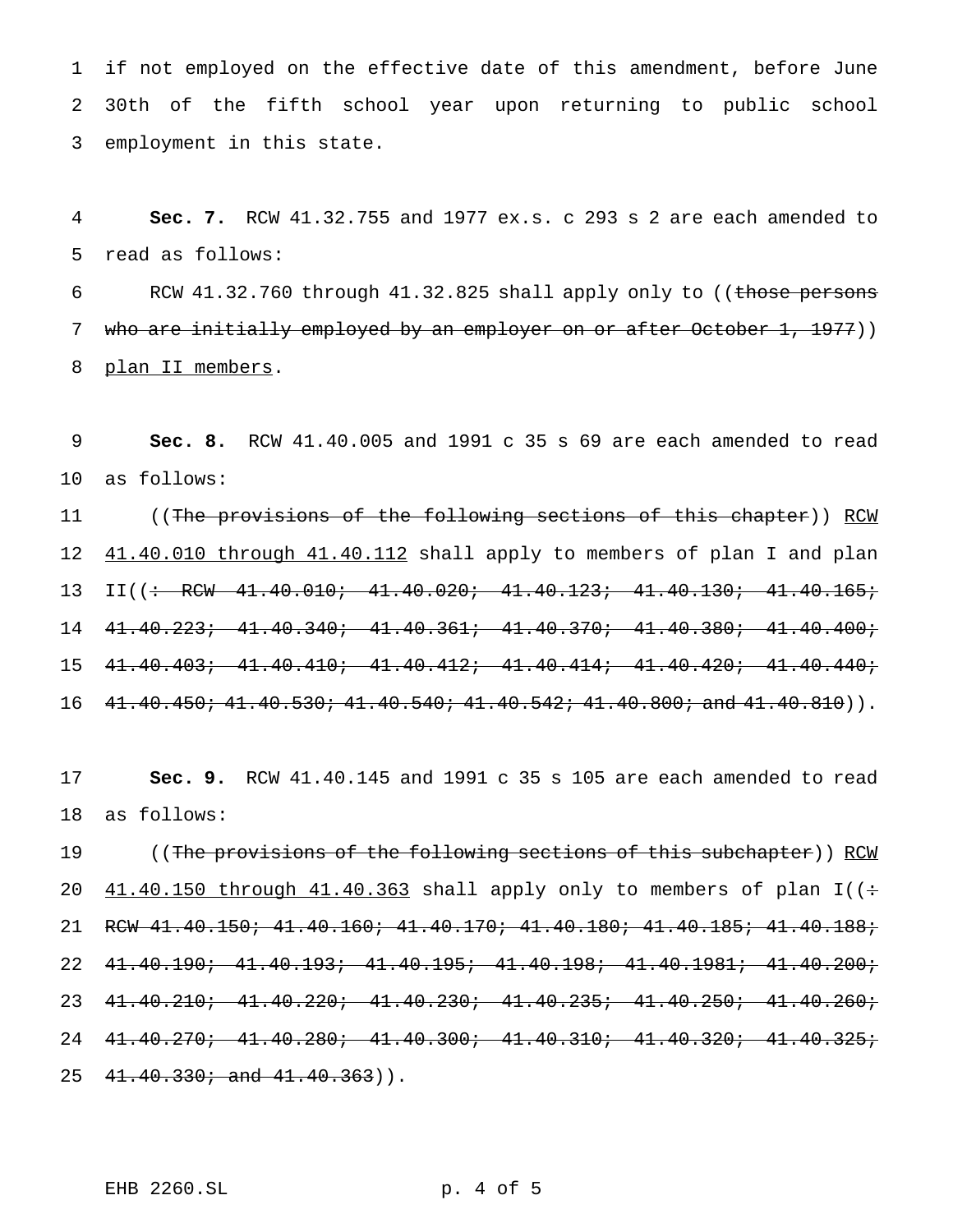if not employed on the effective date of this amendment, before June 30th of the fifth school year upon returning to public school employment in this state.

**Sec. 7.** RCW 41.32.755 and 1977 ex.s. c 293 s 2 are each amended to read as follows:

RCW 41.32.760 through 41.32.825 shall apply only to ((~~those persons who are initially employed by an employer on or after October 1, 1977~~)) plan II members.

**Sec. 8.** RCW 41.40.005 and 1991 c 35 s 69 are each amended to read as follows:

((~~The provisions of the following sections of this chapter~~)) RCW 41.40.010 through 41.40.112 shall apply to members of plan I and plan II((~~: RCW 41.40.010; 41.40.020; 41.40.123; 41.40.130; 41.40.165; 41.40.223; 41.40.340; 41.40.361; 41.40.370; 41.40.380; 41.40.400; 41.40.403; 41.40.410; 41.40.412; 41.40.414; 41.40.420; 41.40.440; 41.40.450; 41.40.530; 41.40.540; 41.40.542; 41.40.800; and 41.40.810~~)).

**Sec. 9.** RCW 41.40.145 and 1991 c 35 s 105 are each amended to read as follows:

((~~The provisions of the following sections of this subchapter~~)) RCW 41.40.150 through 41.40.363 shall apply only to members of plan I((~~: RCW 41.40.150; 41.40.160; 41.40.170; 41.40.180; 41.40.185; 41.40.188; 41.40.190; 41.40.193; 41.40.195; 41.40.198; 41.40.1981; 41.40.200; 41.40.210; 41.40.220; 41.40.230; 41.40.235; 41.40.250; 41.40.260; 41.40.270; 41.40.280; 41.40.300; 41.40.310; 41.40.320; 41.40.325; 41.40.330; and 41.40.363~~)).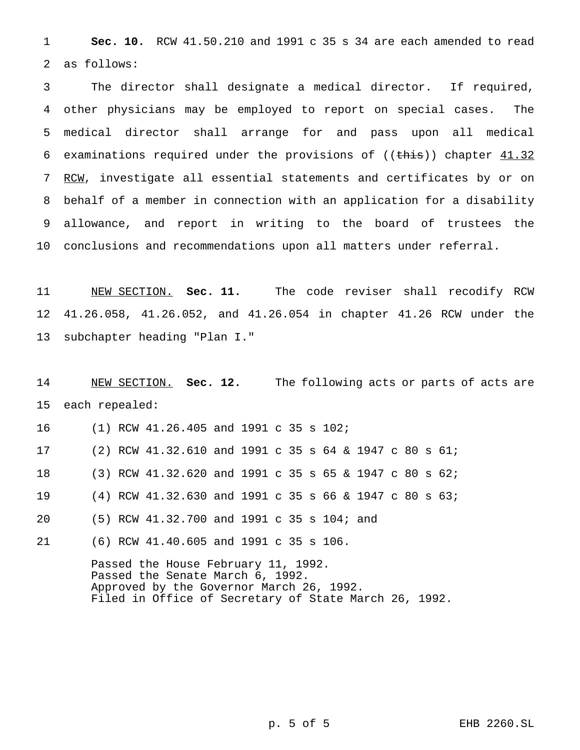**Sec. 10.** RCW 41.50.210 and 1991 c 35 s 34 are each amended to read as follows:

The director shall designate a medical director. If required, other physicians may be employed to report on special cases. The medical director shall arrange for and pass upon all medical examinations required under the provisions of ((~~this~~)) chapter 41.32 RCW, investigate all essential statements and certificates by or on behalf of a member in connection with an application for a disability allowance, and report in writing to the board of trustees the conclusions and recommendations upon all matters under referral.

NEW SECTION. **Sec. 11.** The code reviser shall recodify RCW 41.26.058, 41.26.052, and 41.26.054 in chapter 41.26 RCW under the subchapter heading "Plan I."

NEW SECTION. **Sec. 12.** The following acts or parts of acts are each repealed:

(1) RCW 41.26.405 and 1991 c 35 s 102;

(2) RCW 41.32.610 and 1991 c 35 s 64 & 1947 c 80 s 61;

(3) RCW 41.32.620 and 1991 c 35 s 65 & 1947 c 80 s 62;

(4) RCW 41.32.630 and 1991 c 35 s 66 & 1947 c 80 s 63;

(5) RCW 41.32.700 and 1991 c 35 s 104; and

(6) RCW 41.40.605 and 1991 c 35 s 106.

Passed the House February 11, 1992.
Passed the Senate March 6, 1992.
Approved by the Governor March 26, 1992.
Filed in Office of Secretary of State March 26, 1992.